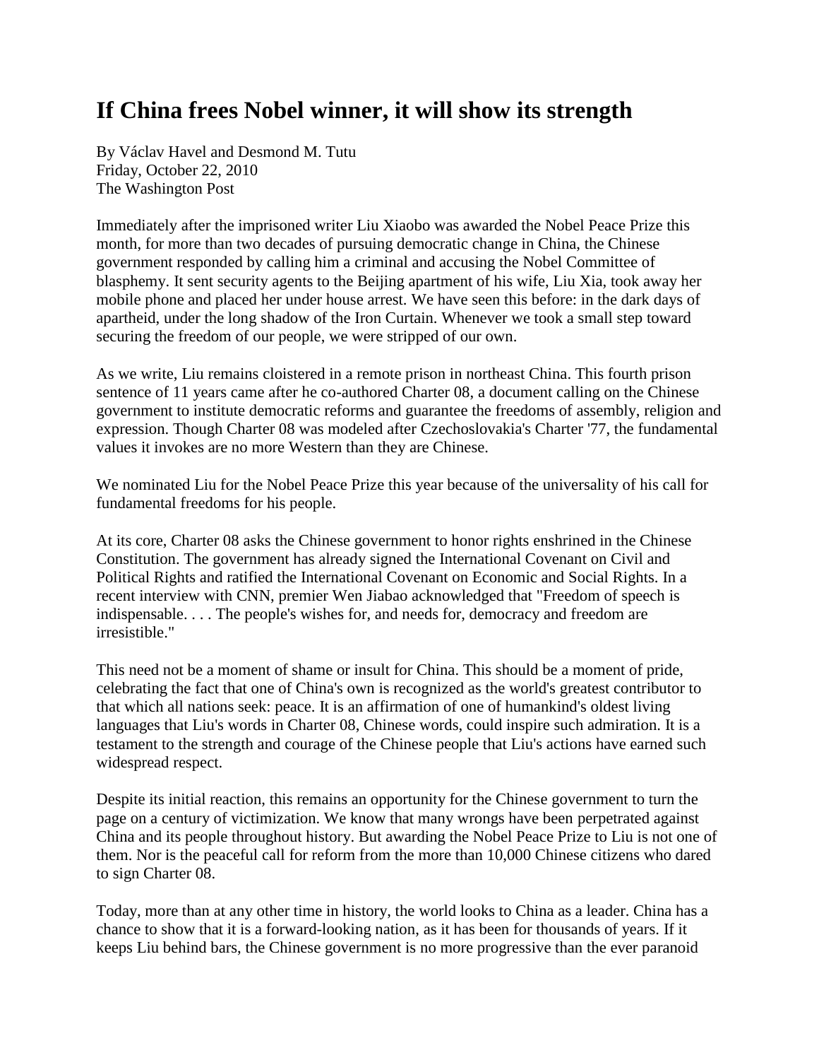# If China frees Nobel winner, it will show its strength

By Václav Havel and Desmond M. Tutu
Friday, October 22, 2010
The Washington Post

Immediately after the imprisoned writer Liu Xiaobo was awarded the Nobel Peace Prize this month, for more than two decades of pursuing democratic change in China, the Chinese government responded by calling him a criminal and accusing the Nobel Committee of blasphemy. It sent security agents to the Beijing apartment of his wife, Liu Xia, took away her mobile phone and placed her under house arrest. We have seen this before: in the dark days of apartheid, under the long shadow of the Iron Curtain. Whenever we took a small step toward securing the freedom of our people, we were stripped of our own.

As we write, Liu remains cloistered in a remote prison in northeast China. This fourth prison sentence of 11 years came after he co-authored Charter 08, a document calling on the Chinese government to institute democratic reforms and guarantee the freedoms of assembly, religion and expression. Though Charter 08 was modeled after Czechoslovakia's Charter '77, the fundamental values it invokes are no more Western than they are Chinese.

We nominated Liu for the Nobel Peace Prize this year because of the universality of his call for fundamental freedoms for his people.

At its core, Charter 08 asks the Chinese government to honor rights enshrined in the Chinese Constitution. The government has already signed the International Covenant on Civil and Political Rights and ratified the International Covenant on Economic and Social Rights. In a recent interview with CNN, premier Wen Jiabao acknowledged that "Freedom of speech is indispensable. . . . The people's wishes for, and needs for, democracy and freedom are irresistible."

This need not be a moment of shame or insult for China. This should be a moment of pride, celebrating the fact that one of China's own is recognized as the world's greatest contributor to that which all nations seek: peace. It is an affirmation of one of humankind's oldest living languages that Liu's words in Charter 08, Chinese words, could inspire such admiration. It is a testament to the strength and courage of the Chinese people that Liu's actions have earned such widespread respect.

Despite its initial reaction, this remains an opportunity for the Chinese government to turn the page on a century of victimization. We know that many wrongs have been perpetrated against China and its people throughout history. But awarding the Nobel Peace Prize to Liu is not one of them. Nor is the peaceful call for reform from the more than 10,000 Chinese citizens who dared to sign Charter 08.

Today, more than at any other time in history, the world looks to China as a leader. China has a chance to show that it is a forward-looking nation, as it has been for thousands of years. If it keeps Liu behind bars, the Chinese government is no more progressive than the ever paranoid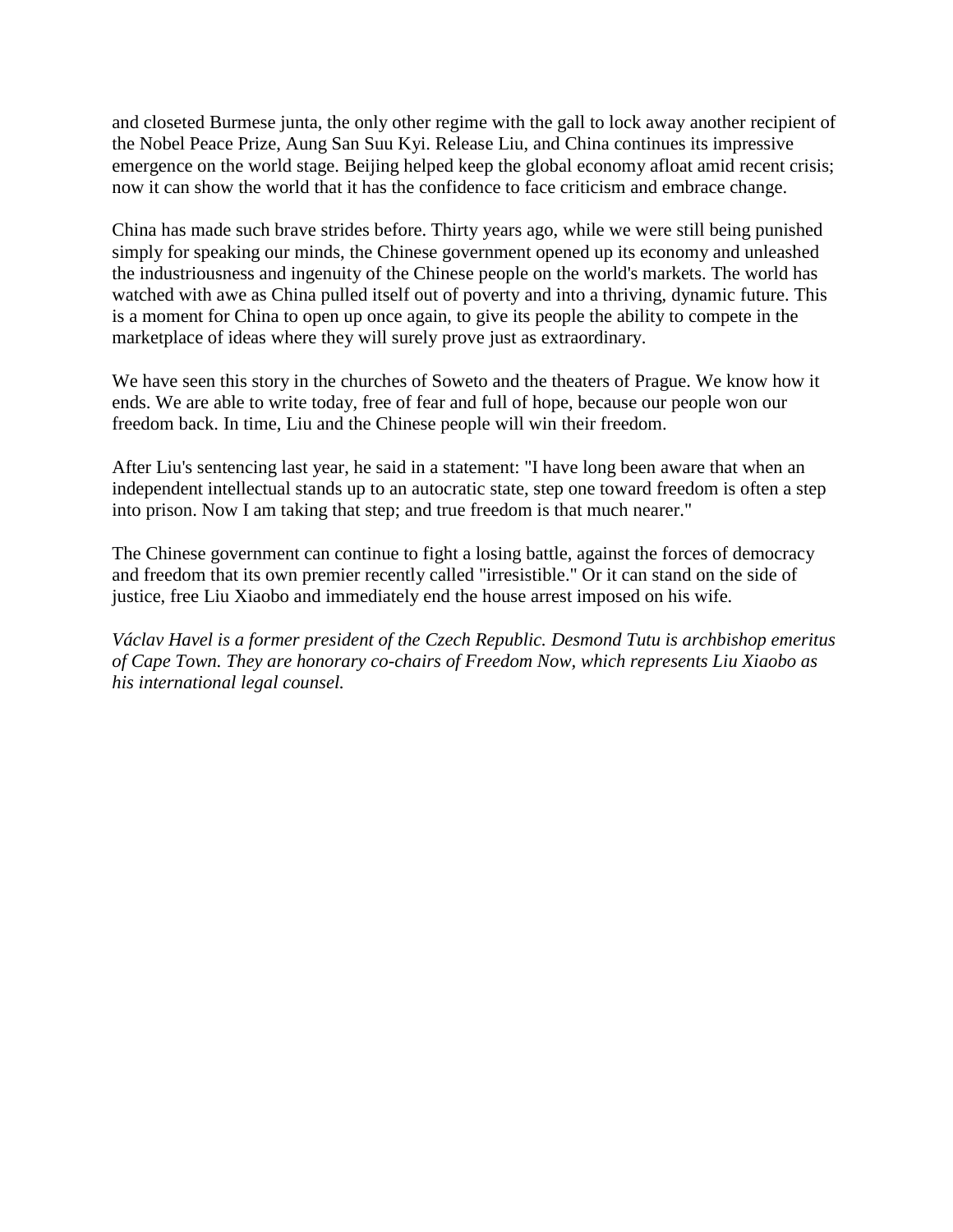and closeted Burmese junta, the only other regime with the gall to lock away another recipient of the Nobel Peace Prize, Aung San Suu Kyi. Release Liu, and China continues its impressive emergence on the world stage. Beijing helped keep the global economy afloat amid recent crisis; now it can show the world that it has the confidence to face criticism and embrace change.

China has made such brave strides before. Thirty years ago, while we were still being punished simply for speaking our minds, the Chinese government opened up its economy and unleashed the industriousness and ingenuity of the Chinese people on the world's markets. The world has watched with awe as China pulled itself out of poverty and into a thriving, dynamic future. This is a moment for China to open up once again, to give its people the ability to compete in the marketplace of ideas where they will surely prove just as extraordinary.

We have seen this story in the churches of Soweto and the theaters of Prague. We know how it ends. We are able to write today, free of fear and full of hope, because our people won our freedom back. In time, Liu and the Chinese people will win their freedom.

After Liu's sentencing last year, he said in a statement: "I have long been aware that when an independent intellectual stands up to an autocratic state, step one toward freedom is often a step into prison. Now I am taking that step; and true freedom is that much nearer."

The Chinese government can continue to fight a losing battle, against the forces of democracy and freedom that its own premier recently called "irresistible." Or it can stand on the side of justice, free Liu Xiaobo and immediately end the house arrest imposed on his wife.

*Václav Havel is a former president of the Czech Republic. Desmond Tutu is archbishop emeritus of Cape Town. They are honorary co-chairs of Freedom Now, which represents Liu Xiaobo as his international legal counsel.*